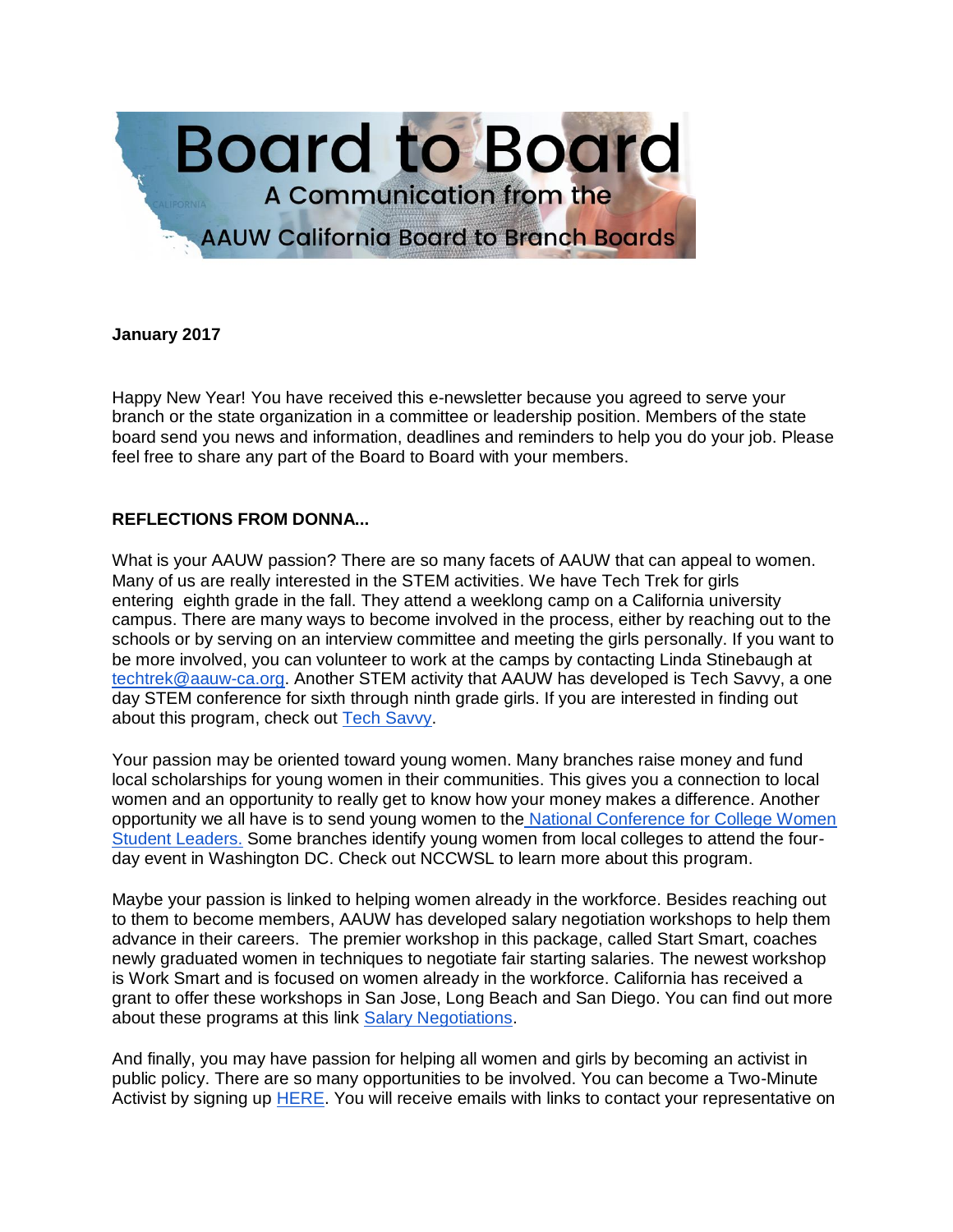# Board to Board

A Communication from the

AAUW California Board to Branch Boards

**January 2017**

Happy New Year! You have received this e-newsletter because you agreed to serve your branch or the state organization in a committee or leadership position. Members of the state board send you news and information, deadlines and reminders to help you do your job. Please feel free to share any part of the Board to Board with your members.

**REFLECTIONS FROM DONNA...**

What is your AAUW passion? There are so many facets of AAUW that can appeal to women. Many of us are really interested in the STEM activities. We have Tech Trek for girls entering eighth grade in the fall. They attend a weeklong camp on a California university campus. There are many ways to become involved in the process, either by reaching out to the schools or by serving on an interview committee and meeting the girls personally. If you want to be more involved, you can volunteer to work at the camps by contacting Linda Stinebaugh at techtrek@aauw-ca.org. Another STEM activity that AAUW has developed is Tech Savvy, a one day STEM conference for sixth through ninth grade girls. If you are interested in finding out about this program, check out Tech Savvy.

Your passion may be oriented toward young women. Many branches raise money and fund local scholarships for young women in their communities. This gives you a connection to local women and an opportunity to really get to know how your money makes a difference. Another opportunity we all have is to send young women to the National Conference for College Women Student Leaders. Some branches identify young women from local colleges to attend the four-day event in Washington DC. Check out NCCWSL to learn more about this program.

Maybe your passion is linked to helping women already in the workforce. Besides reaching out to them to become members, AAUW has developed salary negotiation workshops to help them advance in their careers. The premier workshop in this package, called Start Smart, coaches newly graduated women in techniques to negotiate fair starting salaries. The newest workshop is Work Smart and is focused on women already in the workforce. California has received a grant to offer these workshops in San Jose, Long Beach and San Diego. You can find out more about these programs at this link Salary Negotiations.

And finally, you may have passion for helping all women and girls by becoming an activist in public policy. There are so many opportunities to be involved. You can become a Two-Minute Activist by signing up HERE. You will receive emails with links to contact your representative on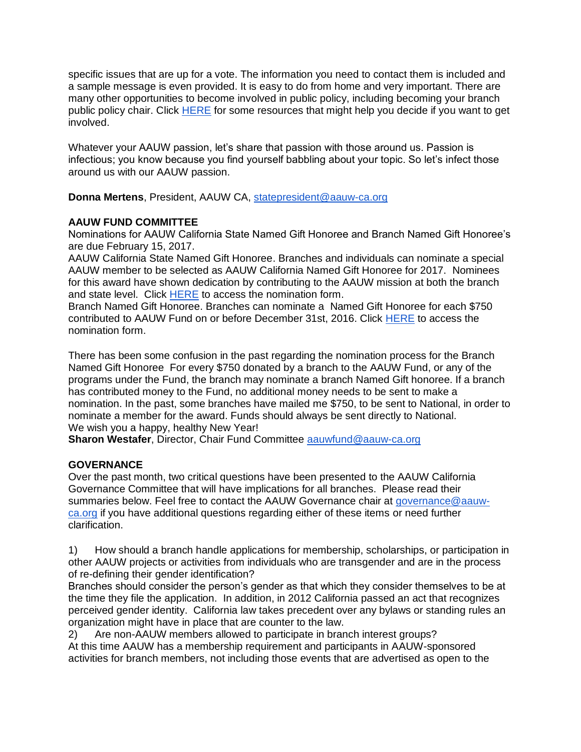specific issues that are up for a vote. The information you need to contact them is included and a sample message is even provided. It is easy to do from home and very important. There are many other opportunities to become involved in public policy, including becoming your branch public policy chair. Click HERE for some resources that might help you decide if you want to get involved.

Whatever your AAUW passion, let's share that passion with those around us. Passion is infectious; you know because you find yourself babbling about your topic. So let's infect those around us with our AAUW passion.

**Donna Mertens**, President, AAUW CA, statepresident@aauw-ca.org

**AAUW FUND COMMITTEE**

Nominations for AAUW California State Named Gift Honoree and Branch Named Gift Honoree's are due February 15, 2017.

AAUW California State Named Gift Honoree. Branches and individuals can nominate a special AAUW member to be selected as AAUW California Named Gift Honoree for 2017. Nominees for this award have shown dedication by contributing to the AAUW mission at both the branch and state level. Click HERE to access the nomination form.

Branch Named Gift Honoree. Branches can nominate a Named Gift Honoree for each $750 contributed to AAUW Fund on or before December 31st, 2016. Click HERE to access the nomination form.

There has been some confusion in the past regarding the nomination process for the Branch Named Gift Honoree For every $750 donated by a branch to the AAUW Fund, or any of the programs under the Fund, the branch may nominate a branch Named Gift honoree. If a branch has contributed money to the Fund, no additional money needs to be sent to make a nomination. In the past, some branches have mailed me $750, to be sent to National, in order to nominate a member for the award. Funds should always be sent directly to National.

We wish you a happy, healthy New Year!

**Sharon Westafer**, Director, Chair Fund Committee aauwfund@aauw-ca.org

**GOVERNANCE**

Over the past month, two critical questions have been presented to the AAUW California Governance Committee that will have implications for all branches. Please read their summaries below. Feel free to contact the AAUW Governance chair at governance@aauw-ca.org if you have additional questions regarding either of these items or need further clarification.

1) How should a branch handle applications for membership, scholarships, or participation in other AAUW projects or activities from individuals who are transgender and are in the process of re-defining their gender identification?

Branches should consider the person's gender as that which they consider themselves to be at the time they file the application. In addition, in 2012 California passed an act that recognizes perceived gender identity. California law takes precedent over any bylaws or standing rules an organization might have in place that are counter to the law.

2) Are non-AAUW members allowed to participate in branch interest groups?

At this time AAUW has a membership requirement and participants in AAUW-sponsored activities for branch members, not including those events that are advertised as open to the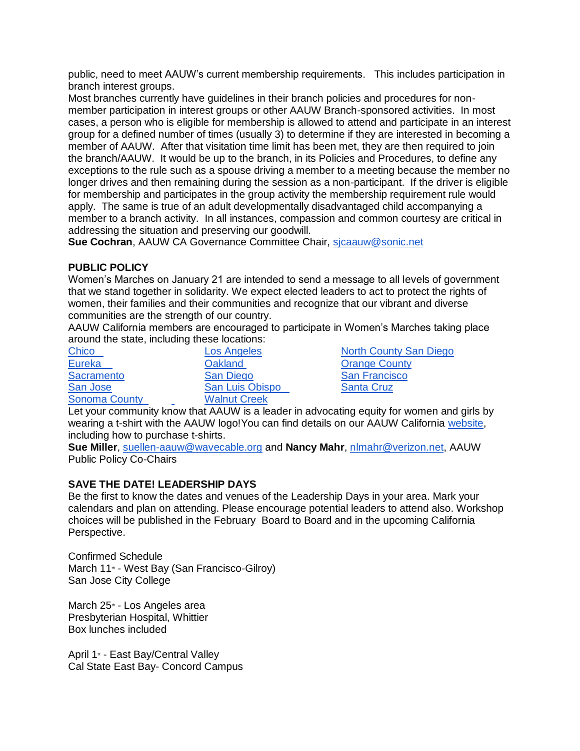public, need to meet AAUW's current membership requirements. This includes participation in branch interest groups.

Most branches currently have guidelines in their branch policies and procedures for non-member participation in interest groups or other AAUW Branch-sponsored activities. In most cases, a person who is eligible for membership is allowed to attend and participate in an interest group for a defined number of times (usually 3) to determine if they are interested in becoming a member of AAUW. After that visitation time limit has been met, they are then required to join the branch/AAUW. It would be up to the branch, in its Policies and Procedures, to define any exceptions to the rule such as a spouse driving a member to a meeting because the member no longer drives and then remaining during the session as a non-participant. If the driver is eligible for membership and participates in the group activity the membership requirement rule would apply. The same is true of an adult developmentally disadvantaged child accompanying a member to a branch activity. In all instances, compassion and common courtesy are critical in addressing the situation and preserving our goodwill.

**Sue Cochran**, AAUW CA Governance Committee Chair, sjcaauw@sonic.net

**PUBLIC POLICY**

Women's Marches on January 21 are intended to send a message to all levels of government that we stand together in solidarity. We expect elected leaders to act to protect the rights of women, their families and their communities and recognize that our vibrant and diverse communities are the strength of our country.

AAUW California members are encouraged to participate in Women's Marches taking place around the state, including these locations:

- Chico
- Los Angeles
- North County San Diego
- Eureka
- Oakland
- Orange County
- Sacramento
- San Diego
- San Francisco
- San Jose
- San Luis Obispo
- Santa Cruz
- Sonoma County
- Walnut Creek

Let your community know that AAUW is a leader in advocating equity for women and girls by wearing a t-shirt with the AAUW logo!You can find details on our AAUW California website, including how to purchase t-shirts.

**Sue Miller**, suellen-aauw@wavecable.org and **Nancy Mahr**, nlmahr@verizon.net, AAUW Public Policy Co-Chairs

**SAVE THE DATE! LEADERSHIP DAYS**

Be the first to know the dates and venues of the Leadership Days in your area. Mark your calendars and plan on attending. Please encourage potential leaders to attend also. Workshop choices will be published in the February Board to Board and in the upcoming California Perspective.

Confirmed Schedule
March 11th - West Bay (San Francisco-Gilroy)
San Jose City College

March 25th - Los Angeles area
Presbyterian Hospital, Whittier
Box lunches included

April 1st - East Bay/Central Valley
Cal State East Bay- Concord Campus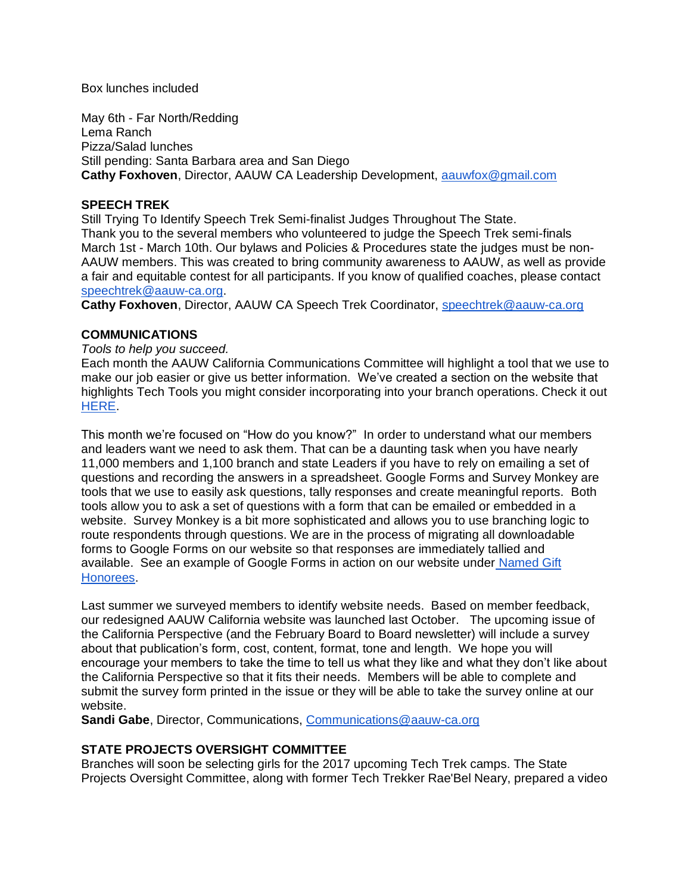Box lunches included

May 6th - Far North/Redding
Lema Ranch
Pizza/Salad lunches
Still pending: Santa Barbara area and San Diego
**Cathy Foxhoven**, Director, AAUW CA Leadership Development, aauwfox@gmail.com

## SPEECH TREK

Still Trying To Identify Speech Trek Semi-finalist Judges Throughout The State.
Thank you to the several members who volunteered to judge the Speech Trek semi-finals March 1st - March 10th. Our bylaws and Policies & Procedures state the judges must be non-AAUW members. This was created to bring community awareness to AAUW, as well as provide a fair and equitable contest for all participants. If you know of qualified coaches, please contact speechtrek@aauw-ca.org.
**Cathy Foxhoven**, Director, AAUW CA Speech Trek Coordinator, speechtrek@aauw-ca.org

## COMMUNICATIONS

*Tools to help you succeed.*
Each month the AAUW California Communications Committee will highlight a tool that we use to make our job easier or give us better information. We've created a section on the website that highlights Tech Tools you might consider incorporating into your branch operations. Check it out HERE.

This month we're focused on "How do you know?" In order to understand what our members and leaders want we need to ask them. That can be a daunting task when you have nearly 11,000 members and 1,100 branch and state Leaders if you have to rely on emailing a set of questions and recording the answers in a spreadsheet. Google Forms and Survey Monkey are tools that we use to easily ask questions, tally responses and create meaningful reports. Both tools allow you to ask a set of questions with a form that can be emailed or embedded in a website. Survey Monkey is a bit more sophisticated and allows you to use branching logic to route respondents through questions. We are in the process of migrating all downloadable forms to Google Forms on our website so that responses are immediately tallied and available. See an example of Google Forms in action on our website under Named Gift Honorees.

Last summer we surveyed members to identify website needs. Based on member feedback, our redesigned AAUW California website was launched last October. The upcoming issue of the California Perspective (and the February Board to Board newsletter) will include a survey about that publication's form, cost, content, format, tone and length. We hope you will encourage your members to take the time to tell us what they like and what they don't like about the California Perspective so that it fits their needs. Members will be able to complete and submit the survey form printed in the issue or they will be able to take the survey online at our website.
**Sandi Gabe**, Director, Communications, Communications@aauw-ca.org

## STATE PROJECTS OVERSIGHT COMMITTEE

Branches will soon be selecting girls for the 2017 upcoming Tech Trek camps. The State Projects Oversight Committee, along with former Tech Trekker Rae'Bel Neary, prepared a video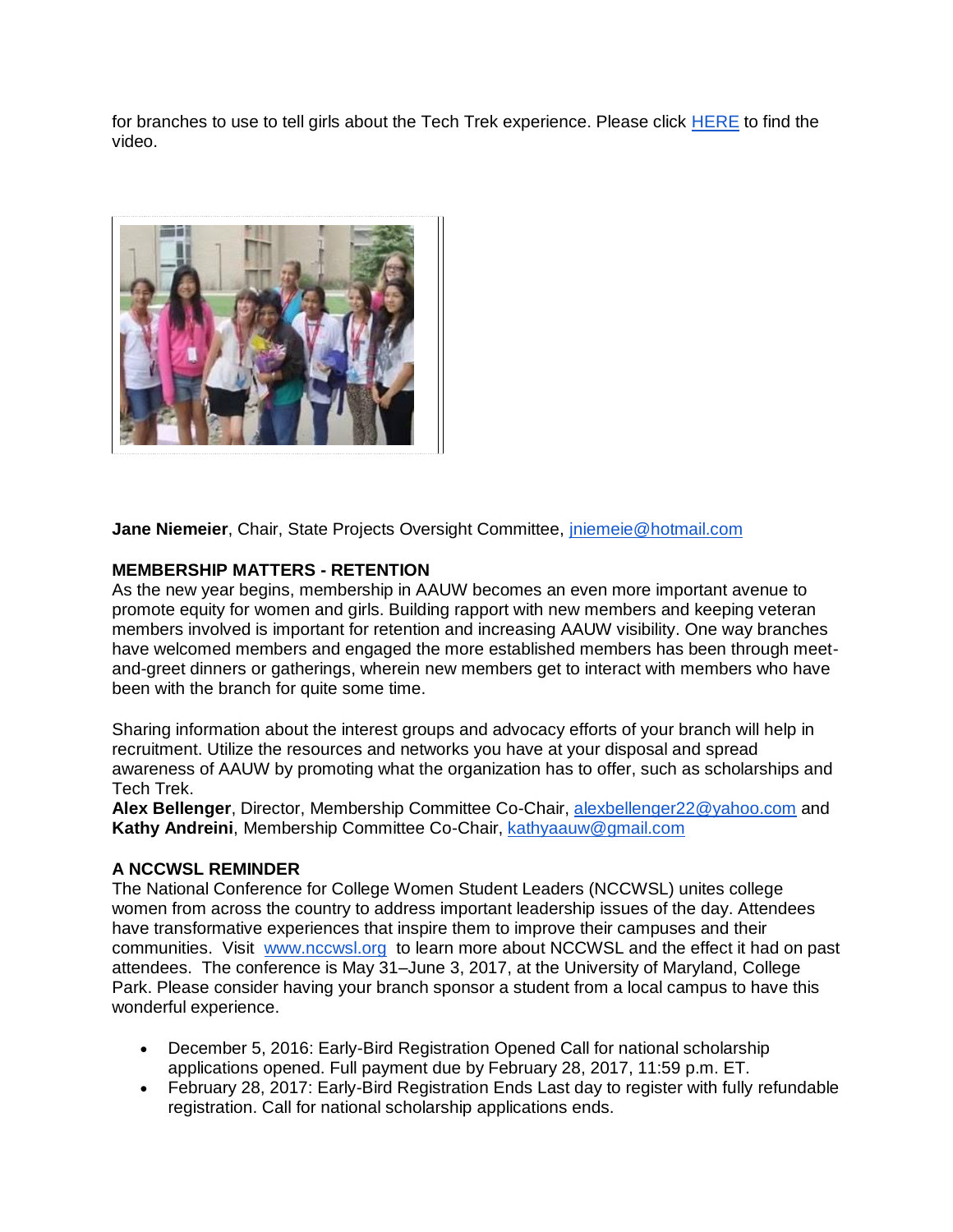for branches to use to tell girls about the Tech Trek experience. Please click HERE to find the video.

**Jane Niemeier**, Chair, State Projects Oversight Committee, jniemeie@hotmail.com

**MEMBERSHIP MATTERS - RETENTION**

As the new year begins, membership in AAUW becomes an even more important avenue to promote equity for women and girls. Building rapport with new members and keeping veteran members involved is important for retention and increasing AAUW visibility. One way branches have welcomed members and engaged the more established members has been through meet-and-greet dinners or gatherings, wherein new members get to interact with members who have been with the branch for quite some time.

Sharing information about the interest groups and advocacy efforts of your branch will help in recruitment. Utilize the resources and networks you have at your disposal and spread awareness of AAUW by promoting what the organization has to offer, such as scholarships and Tech Trek.
**Alex Bellenger**, Director, Membership Committee Co-Chair, alexbellenger22@yahoo.com and **Kathy Andreini**, Membership Committee Co-Chair, kathyaauw@gmail.com

**A NCCWSL REMINDER**

The National Conference for College Women Student Leaders (NCCWSL) unites college women from across the country to address important leadership issues of the day. Attendees have transformative experiences that inspire them to improve their campuses and their communities. Visit www.nccwsl.org to learn more about NCCWSL and the effect it had on past attendees. The conference is May 31–June 3, 2017, at the University of Maryland, College Park. Please consider having your branch sponsor a student from a local campus to have this wonderful experience.

- December 5, 2016: Early-Bird Registration Opened Call for national scholarship applications opened. Full payment due by February 28, 2017, 11:59 p.m. ET.
- February 28, 2017: Early-Bird Registration Ends Last day to register with fully refundable registration. Call for national scholarship applications ends.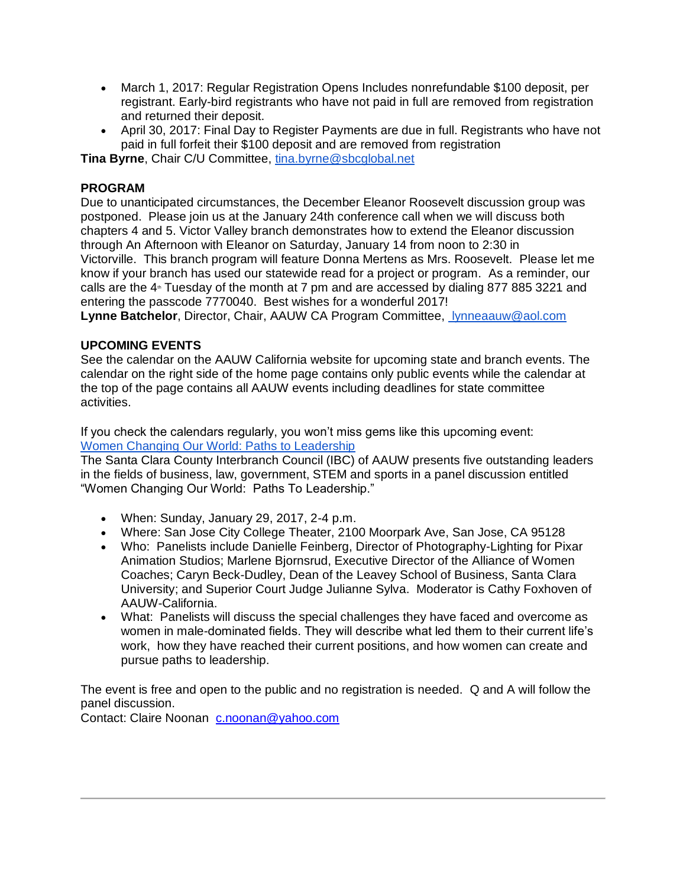- March 1, 2017: Regular Registration Opens Includes nonrefundable $100 deposit, per registrant. Early-bird registrants who have not paid in full are removed from registration and returned their deposit.
- April 30, 2017: Final Day to Register Payments are due in full. Registrants who have not paid in full forfeit their $100 deposit and are removed from registration

**Tina Byrne**, Chair C/U Committee, tina.byrne@sbcglobal.net

**PROGRAM**

Due to unanticipated circumstances, the December Eleanor Roosevelt discussion group was postponed. Please join us at the January 24th conference call when we will discuss both chapters 4 and 5. Victor Valley branch demonstrates how to extend the Eleanor discussion through An Afternoon with Eleanor on Saturday, January 14 from noon to 2:30 in Victorville. This branch program will feature Donna Mertens as Mrs. Roosevelt. Please let me know if your branch has used our statewide read for a project or program. As a reminder, our calls are the 4th Tuesday of the month at 7 pm and are accessed by dialing 877 885 3221 and entering the passcode 7770040. Best wishes for a wonderful 2017!

**Lynne Batchelor**, Director, Chair, AAUW CA Program Committee, lynneaauw@aol.com

**UPCOMING EVENTS**

See the calendar on the AAUW California website for upcoming state and branch events. The calendar on the right side of the home page contains only public events while the calendar at the top of the page contains all AAUW events including deadlines for state committee activities.

If you check the calendars regularly, you won't miss gems like this upcoming event:
Women Changing Our World: Paths to Leadership
The Santa Clara County Interbranch Council (IBC) of AAUW presents five outstanding leaders in the fields of business, law, government, STEM and sports in a panel discussion entitled "Women Changing Our World: Paths To Leadership."

- When: Sunday, January 29, 2017, 2-4 p.m.
- Where: San Jose City College Theater, 2100 Moorpark Ave, San Jose, CA 95128
- Who: Panelists include Danielle Feinberg, Director of Photography-Lighting for Pixar Animation Studios; Marlene Bjornsrud, Executive Director of the Alliance of Women Coaches; Caryn Beck-Dudley, Dean of the Leavey School of Business, Santa Clara University; and Superior Court Judge Julianne Sylva. Moderator is Cathy Foxhoven of AAUW-California.
- What: Panelists will discuss the special challenges they have faced and overcome as women in male-dominated fields. They will describe what led them to their current life's work, how they have reached their current positions, and how women can create and pursue paths to leadership.

The event is free and open to the public and no registration is needed. Q and A will follow the panel discussion.
Contact: Claire Noonan c.noonan@yahoo.com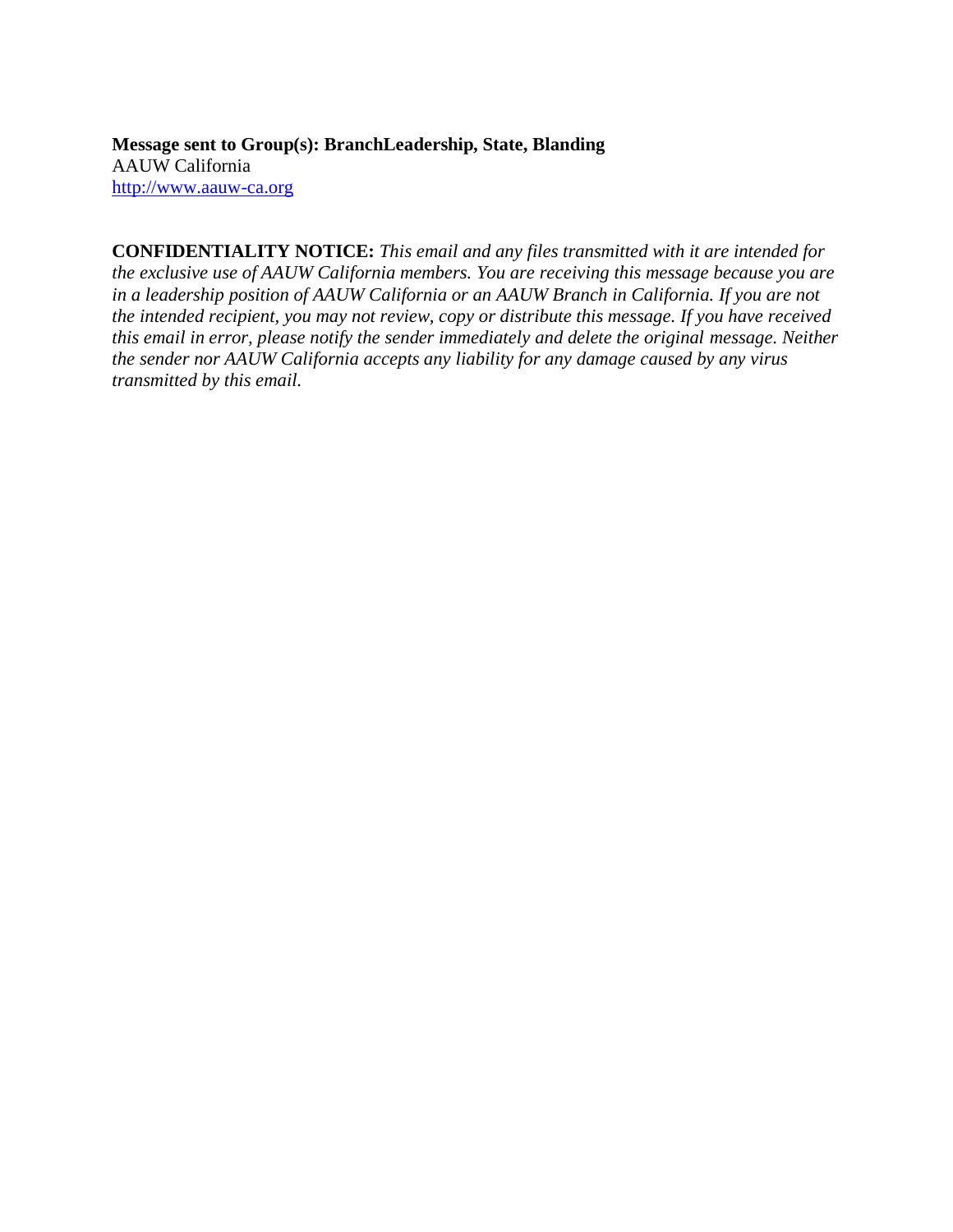**Message sent to Group(s): BranchLeadership, State, Blanding**
AAUW California
http://www.aauw-ca.org

**CONFIDENTIALITY NOTICE:** *This email and any files transmitted with it are intended for the exclusive use of AAUW California members. You are receiving this message because you are in a leadership position of AAUW California or an AAUW Branch in California. If you are not the intended recipient, you may not review, copy or distribute this message. If you have received this email in error, please notify the sender immediately and delete the original message. Neither the sender nor AAUW California accepts any liability for any damage caused by any virus transmitted by this email.*